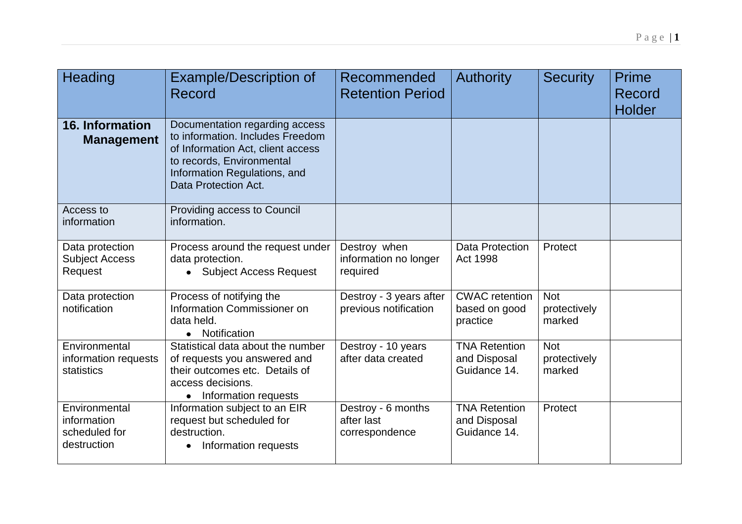| Heading | Example/Description of Record | Recommended Retention Period | Authority | Security | Prime Record Holder |
|---|---|---|---|---|---|
| **16. Information Management** | Documentation regarding access to information. Includes Freedom of Information Act, client access to records, Environmental Information Regulations, and Data Protection Act. | | | | |
| Access to information | Providing access to Council information. | | | | |
| Data protection Subject Access Request | Process around the request under data protection. <br>• Subject Access Request | Destroy when information no longer required | Data Protection Act 1998 | Protect | |
| Data protection notification | Process of notifying the Information Commissioner on data held. <br>• Notification | Destroy - 3 years after previous notification | CWAC retention based on good practice | Not protectively marked | |
| Environmental information requests statistics | Statistical data about the number of requests you answered and their outcomes etc. Details of access decisions. <br>• Information requests | Destroy - 10 years after data created | TNA Retention and Disposal Guidance 14. | Not protectively marked | |
| Environmental information scheduled for destruction | Information subject to an EIR request but scheduled for destruction. <br>• Information requests | Destroy - 6 months after last correspondence | TNA Retention and Disposal Guidance 14. | Protect | |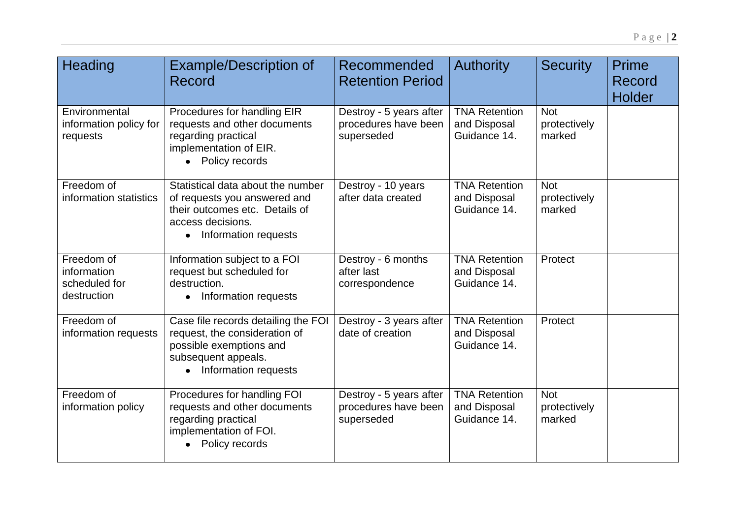| Heading | Example/Description of Record | Recommended Retention Period | Authority | Security | Prime Record Holder |
|---|---|---|---|---|---|
| Environmental information policy for requests | Procedures for handling EIR requests and other documents regarding practical implementation of EIR.<br>• Policy records | Destroy - 5 years after procedures have been superseded | TNA Retention and Disposal Guidance 14. | Not protectively marked | |
| Freedom of information statistics | Statistical data about the number of requests you answered and their outcomes etc. Details of access decisions.<br>• Information requests | Destroy - 10 years after data created | TNA Retention and Disposal Guidance 14. | Not protectively marked | |
| Freedom of information scheduled for destruction | Information subject to a FOI request but scheduled for destruction.<br>• Information requests | Destroy - 6 months after last correspondence | TNA Retention and Disposal Guidance 14. | Protect | |
| Freedom of information requests | Case file records detailing the FOI request, the consideration of possible exemptions and subsequent appeals.<br>• Information requests | Destroy - 3 years after date of creation | TNA Retention and Disposal Guidance 14. | Protect | |
| Freedom of information policy | Procedures for handling FOI requests and other documents regarding practical implementation of FOI.<br>• Policy records | Destroy - 5 years after procedures have been superseded | TNA Retention and Disposal Guidance 14. | Not protectively marked | |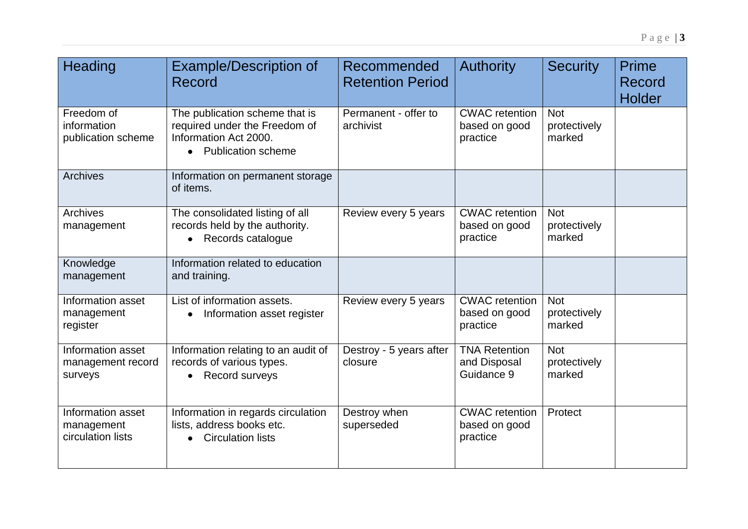| Heading | Example/Description of Record | Recommended Retention Period | Authority | Security | Prime Record Holder |
|---|---|---|---|---|---|
| Freedom of information publication scheme | The publication scheme that is required under the Freedom of Information Act 2000.<br>• Publication scheme | Permanent - offer to archivist | CWAC retention based on good practice | Not protectively marked | |
| Archives | Information on permanent storage of items. | | | | |
| Archives management | The consolidated listing of all records held by the authority.<br>• Records catalogue | Review every 5 years | CWAC retention based on good practice | Not protectively marked | |
| Knowledge management | Information related to education and training. | | | | |
| Information asset management register | List of information assets.<br>• Information asset register | Review every 5 years | CWAC retention based on good practice | Not protectively marked | |
| Information asset management record surveys | Information relating to an audit of records of various types.<br>• Record surveys | Destroy - 5 years after closure | TNA Retention and Disposal Guidance 9 | Not protectively marked | |
| Information asset management circulation lists | Information in regards circulation lists, address books etc.<br>• Circulation lists | Destroy when superseded | CWAC retention based on good practice | Protect | |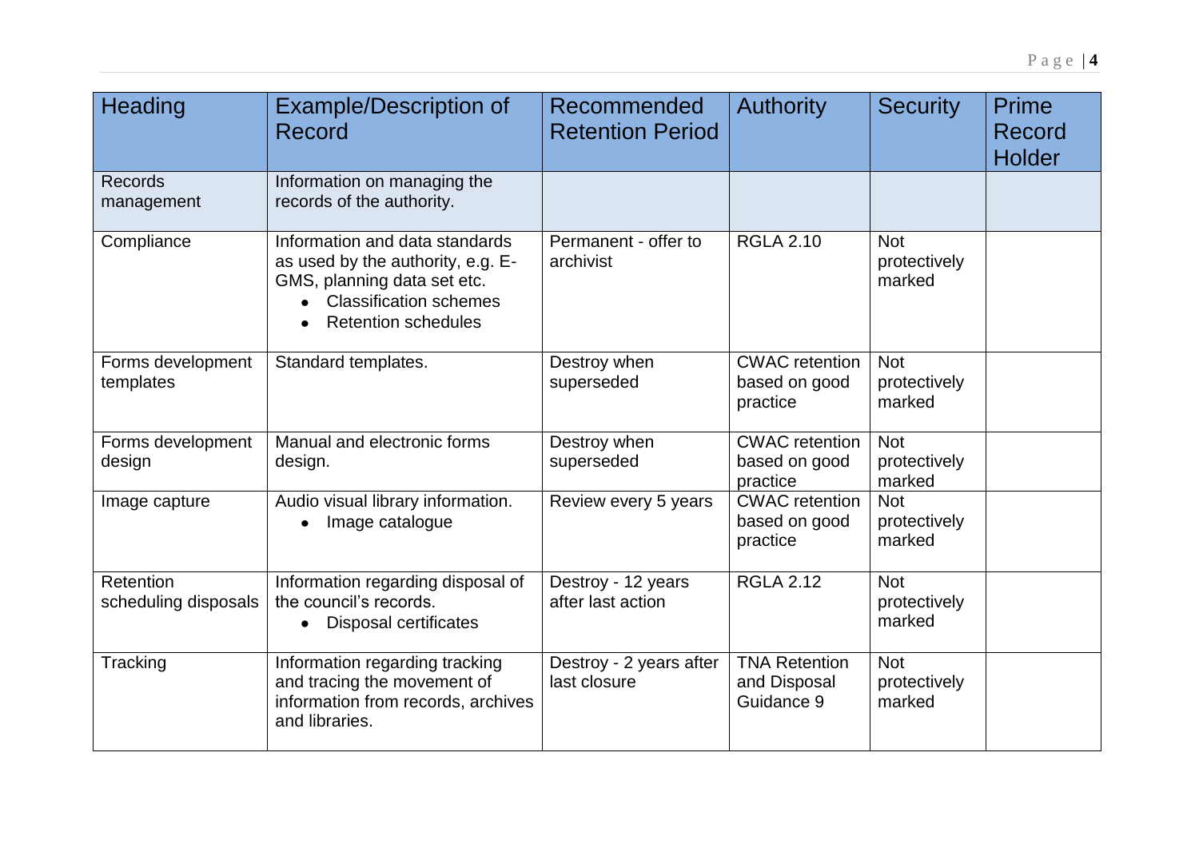| Heading | Example/Description of Record | Recommended Retention Period | Authority | Security | Prime Record Holder |
|---|---|---|---|---|---|
| Records management | Information on managing the records of the authority. | | | | |
| Compliance | Information and data standards as used by the authority, e.g. E-GMS, planning data set etc. <br>• Classification schemes <br>• Retention schedules | Permanent - offer to archivist | RGLA 2.10 | Not protectively marked | |
| Forms development templates | Standard templates. | Destroy when superseded | CWAC retention based on good practice | Not protectively marked | |
| Forms development design | Manual and electronic forms design. | Destroy when superseded | CWAC retention based on good practice | Not protectively marked | |
| Image capture | Audio visual library information. <br>• Image catalogue | Review every 5 years | CWAC retention based on good practice | Not protectively marked | |
| Retention scheduling disposals | Information regarding disposal of the council's records. <br>• Disposal certificates | Destroy - 12 years after last action | RGLA 2.12 | Not protectively marked | |
| Tracking | Information regarding tracking and tracing the movement of information from records, archives and libraries. | Destroy - 2 years after last closure | TNA Retention and Disposal Guidance 9 | Not protectively marked | |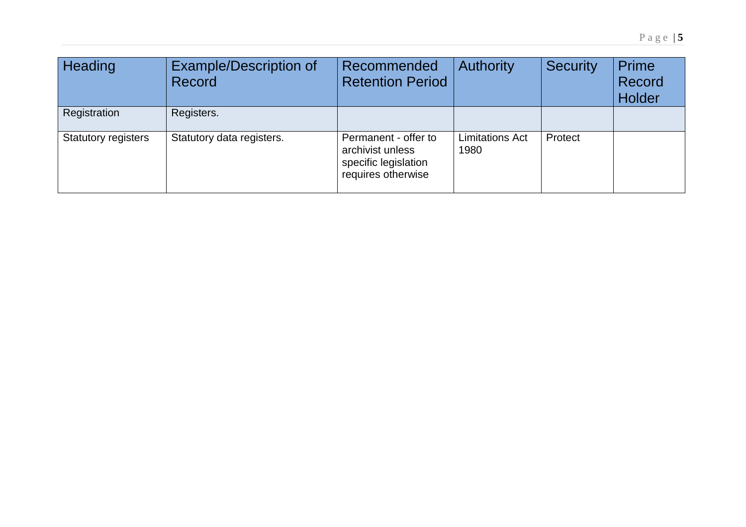| Heading | Example/Description of Record | Recommended Retention Period | Authority | Security | Prime Record Holder |
|---|---|---|---|---|---|
| Registration | Registers. | | | | |
| Statutory registers | Statutory data registers. | Permanent - offer to archivist unless specific legislation requires otherwise | Limitations Act 1980 | Protect | |